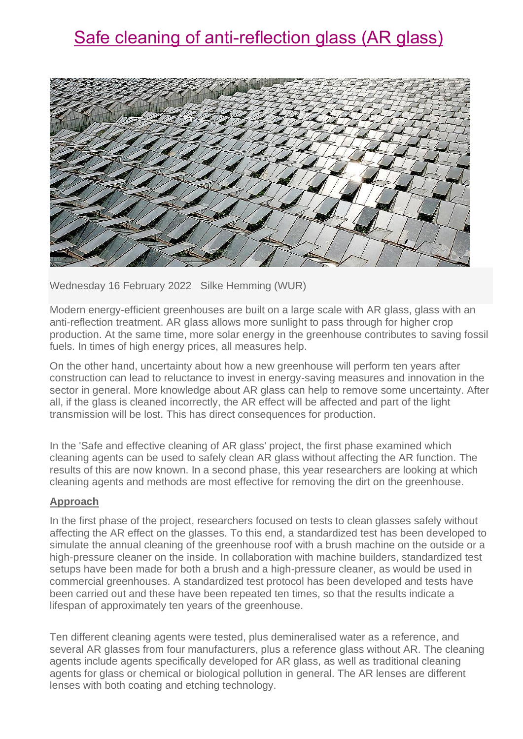# Safe cleaning of anti-reflection glass (AR glass)

Wednesday 16 February 2022 Silke Hemming (WUR)

Modern energy-efficient greenhouses are built on a large scale with AR glass, glass with an anti-reflection treatment. AR glass allows more sunlight to pass through for higher crop production. At the same time, more solar energy in the greenhouse contributes to saving fossil fuels. In times of high energy prices, all measures help.

On the other hand, uncertainty about how a new greenhouse will perform ten years after construction can lead to reluctance to invest in energy-saving measures and innovation in the sector in general. More knowledge about AR glass can help to remove some uncertainty. After all, if the glass is cleaned incorrectly, the AR effect will be affected and part of the light transmission will be lost. This has direct consequences for production.

In the 'Safe and effective cleaning of AR glass' project, the first phase examined which cleaning agents can be used to safely clean AR glass without affecting the AR function. The results of this are now known. In a second phase, this year researchers are looking at which cleaning agents and methods are most effective for removing the dirt on the greenhouse.

## Approach

In the first phase of the project, researchers focused on tests to clean glasses safely without affecting the AR effect on the glasses. To this end, a standardized test has been developed to simulate the annual cleaning of the greenhouse roof with a brush machine on the outside or a high-pressure cleaner on the inside. In collaboration with machine builders, standardized test setups have been made for both a brush and a high-pressure cleaner, as would be used in commercial greenhouses. A standardized test protocol has been developed and tests have been carried out and these have been repeated ten times, so that the results indicate a lifespan of approximately ten years of the greenhouse.

Ten different cleaning agents were tested, plus demineralised water as a reference, and several AR glasses from four manufacturers, plus a reference glass without AR. The cleaning agents include agents specifically developed for AR glass, as well as traditional cleaning agents for glass or chemical or biological pollution in general. The AR lenses are different lenses with both coating and etching technology.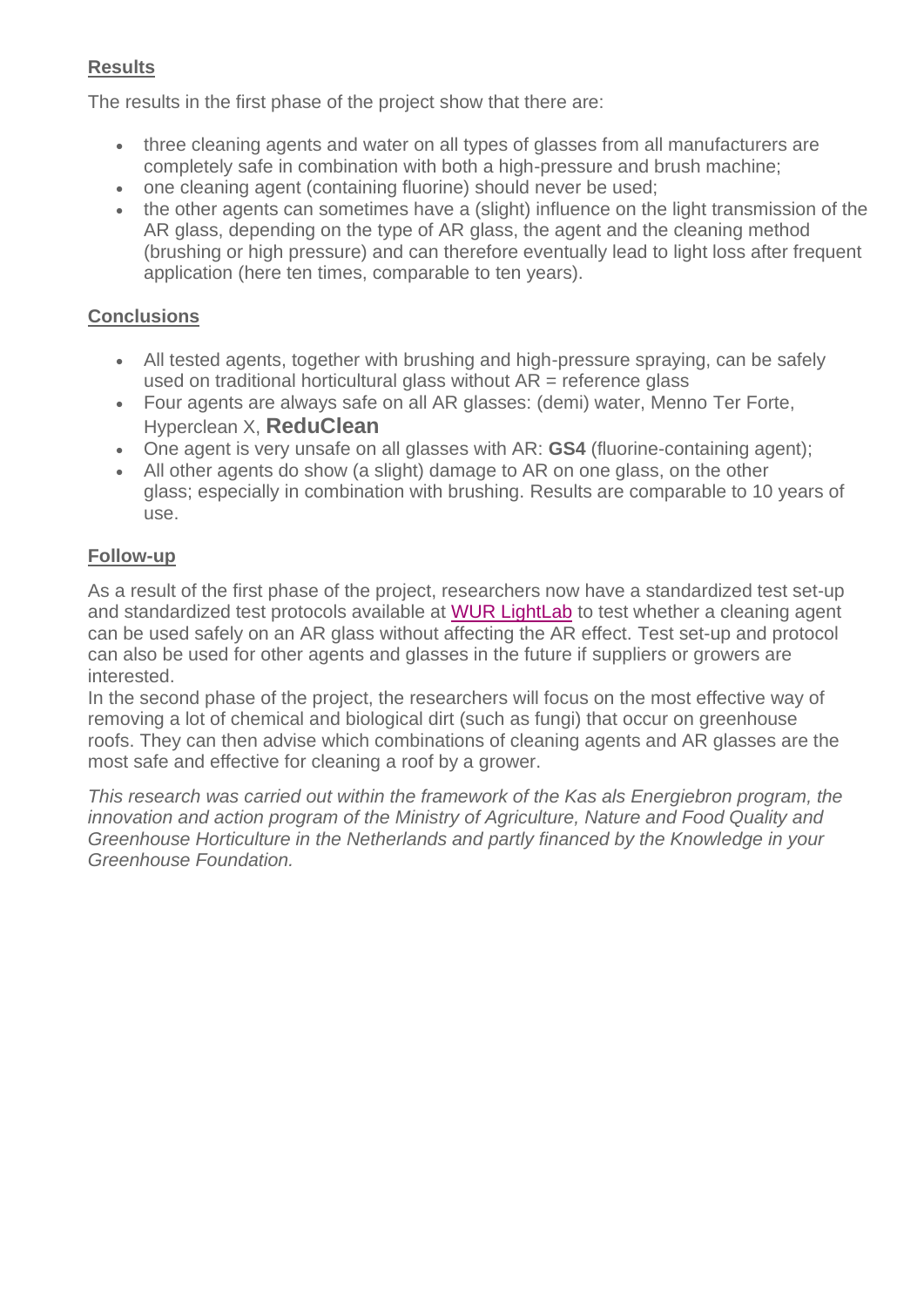## Results

The results in the first phase of the project show that there are:

- three cleaning agents and water on all types of glasses from all manufacturers are completely safe in combination with both a high-pressure and brush machine;
- one cleaning agent (containing fluorine) should never be used;
- the other agents can sometimes have a (slight) influence on the light transmission of the AR glass, depending on the type of AR glass, the agent and the cleaning method (brushing or high pressure) and can therefore eventually lead to light loss after frequent application (here ten times, comparable to ten years).

## Conclusions

- All tested agents, together with brushing and high-pressure spraying, can be safely used on traditional horticultural glass without AR = reference glass
- Four agents are always safe on all AR glasses: (demi) water, Menno Ter Forte, Hyperclean X, **ReduClean**
- One agent is very unsafe on all glasses with AR: **GS4** (fluorine-containing agent);
- All other agents do show (a slight) damage to AR on one glass, on the other glass; especially in combination with brushing. Results are comparable to 10 years of use.

## Follow-up

As a result of the first phase of the project, researchers now have a standardized test set-up and standardized test protocols available at WUR LightLab to test whether a cleaning agent can be used safely on an AR glass without affecting the AR effect. Test set-up and protocol can also be used for other agents and glasses in the future if suppliers or growers are interested.
In the second phase of the project, the researchers will focus on the most effective way of removing a lot of chemical and biological dirt (such as fungi) that occur on greenhouse roofs. They can then advise which combinations of cleaning agents and AR glasses are the most safe and effective for cleaning a roof by a grower.

*This research was carried out within the framework of the Kas als Energiebron program, the innovation and action program of the Ministry of Agriculture, Nature and Food Quality and Greenhouse Horticulture in the Netherlands and partly financed by the Knowledge in your Greenhouse Foundation.*